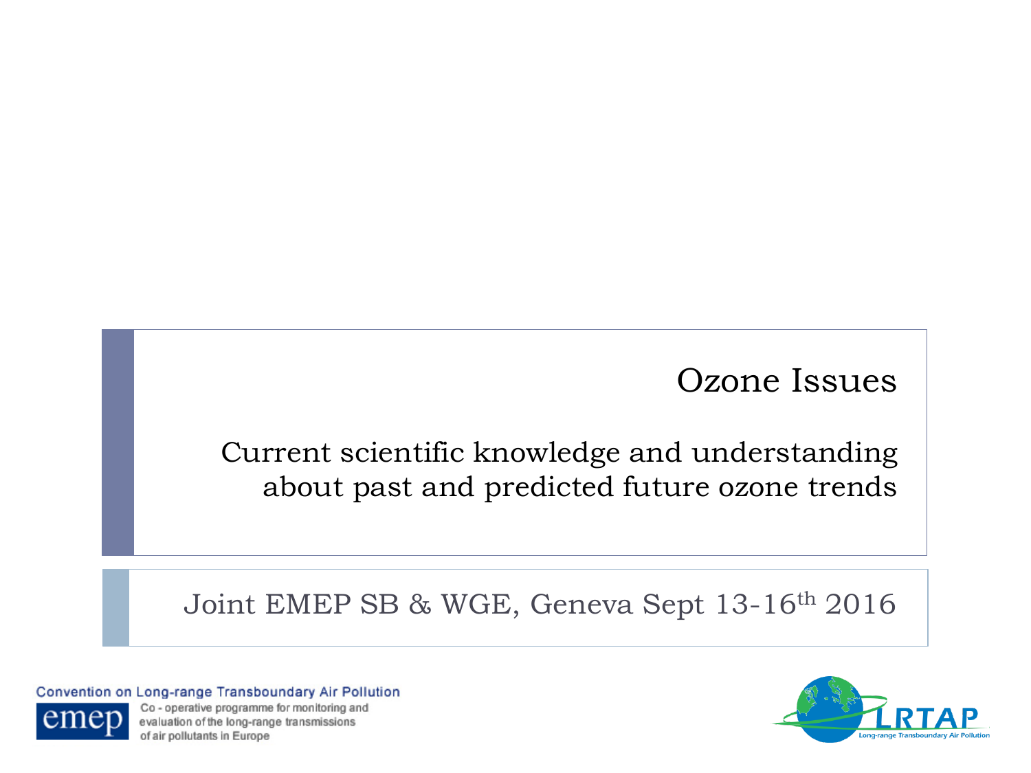# Ozone Issues

## Current scientific knowledge and understanding about past and predicted future ozone trends

Joint EMEP SB & WGE, Geneva Sept 13-16th 2016

Convention on Long-range Transboundary Air Pollution

emep Co - operative programme for monitoring and evaluation of the long-range transmissions of air pollutants in Europe

LRTAP Long-range Transboundary Air Pollution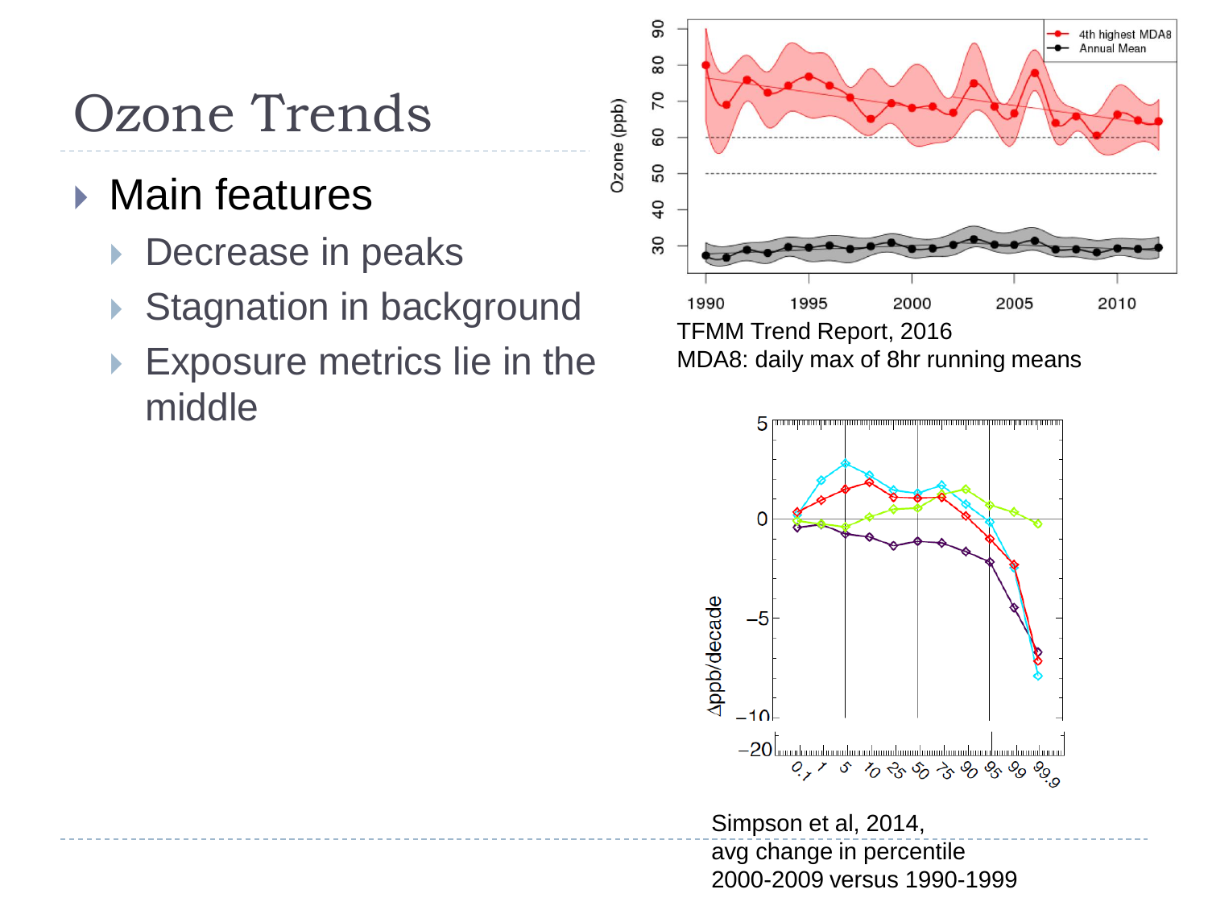# Ozone Trends

- Main features
  - Decrease in peaks
  - Stagnation in background
  - Exposure metrics lie in the middle

TFMM Trend Report, 2016
MDA8: daily max of 8hr running means

Simpson et al, 2014,
avg change in percentile
2000-2009 versus 1990-1999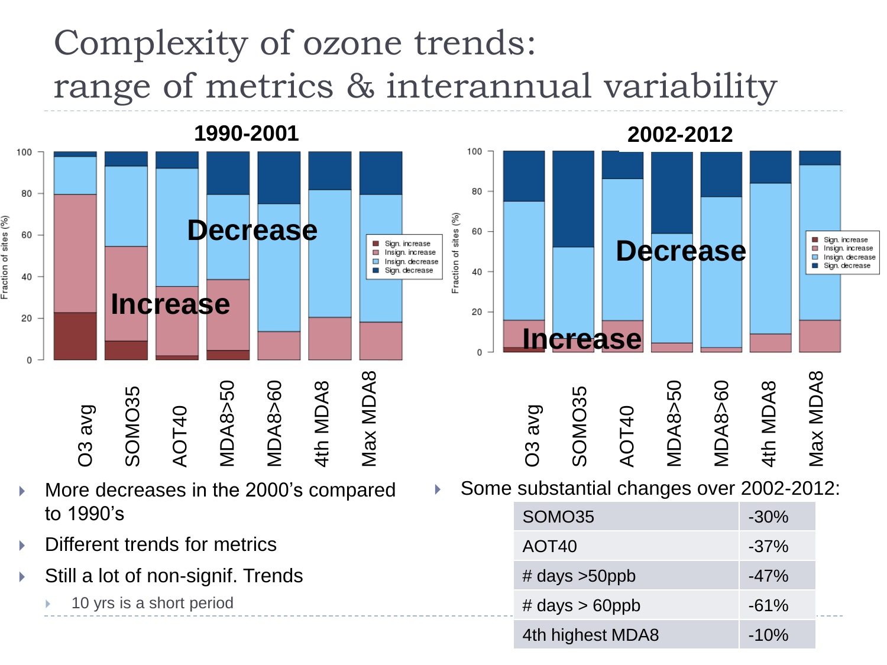# Complexity of ozone trends: range of metrics & interannual variability

**1990-2001**

**2002-2012**

- More decreases in the 2000's compared to 1990's
- Different trends for metrics
- Still a lot of non-signif. Trends
  - 10 yrs is a short period

- Some substantial changes over 2002-2012:

| | |
|---|---|
| SOMO35 | -30% |
| AOT40 | -37% |
| # days >50ppb | -47% |
| # days > 60ppb | -61% |
| 4th highest MDA8 | -10% |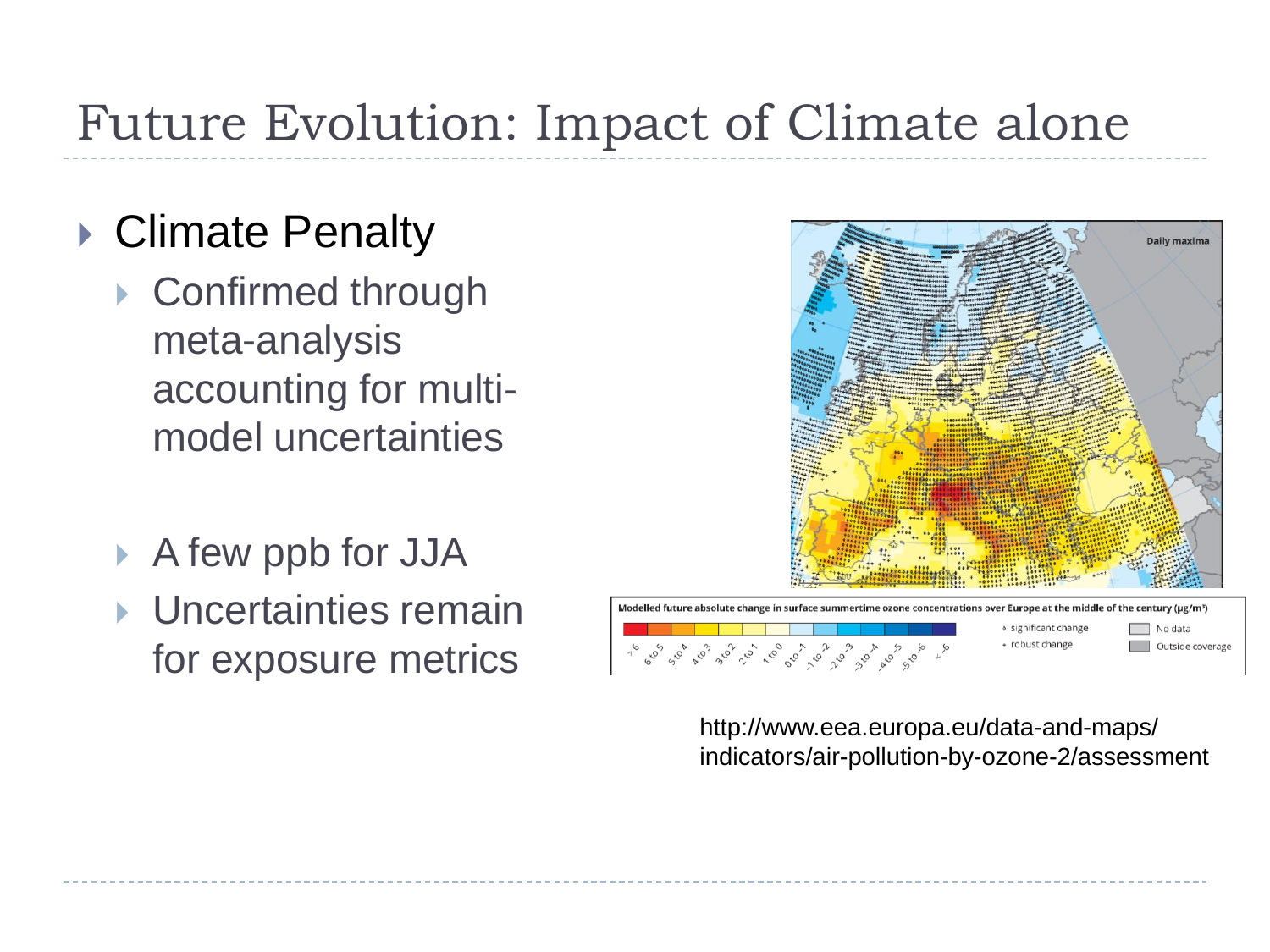# Future Evolution: Impact of Climate alone

- Climate Penalty
  - Confirmed through meta-analysis accounting for multi-model uncertainties
  - A few ppb for JJA
  - Uncertainties remain for exposure metrics

Modelled future absolute change in surface summertime ozone concentrations over Europe at the middle of the century (μg/m³)

http://www.eea.europa.eu/data-and-maps/indicators/air-pollution-by-ozone-2/assessment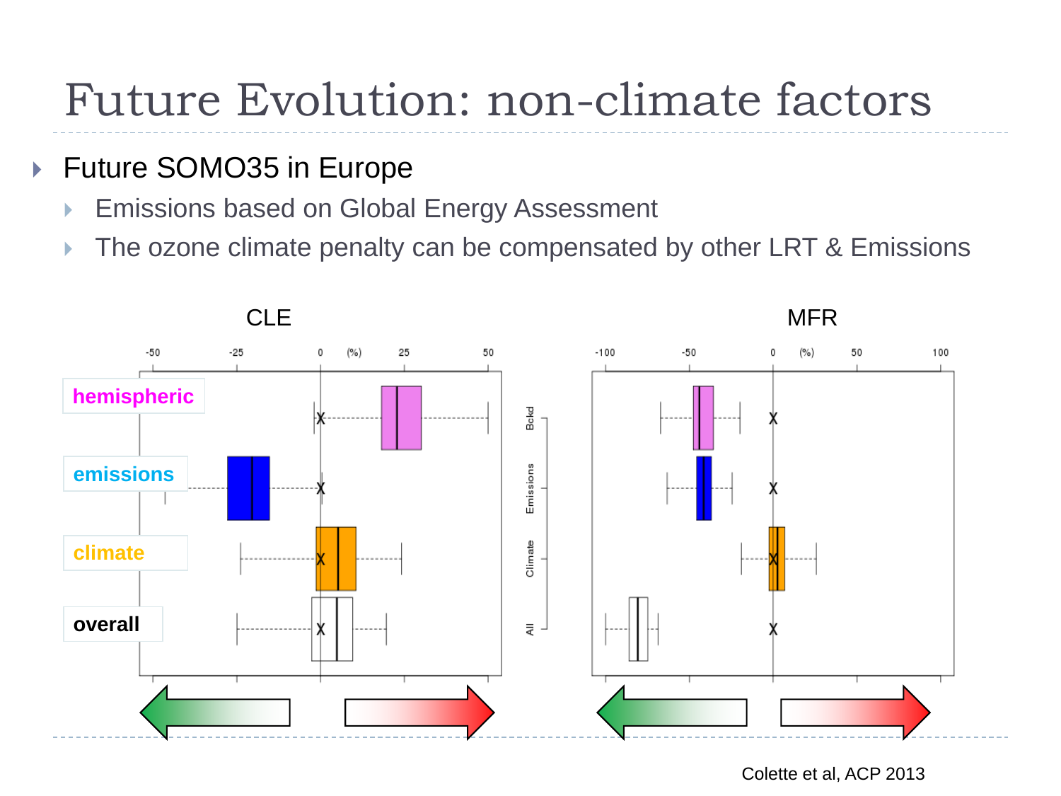# Future Evolution: non-climate factors

- Future SOMO35 in Europe
  - Emissions based on Global Energy Assessment
  - The ozone climate penalty can be compensated by other LRT & Emissions

Colette et al, ACP 2013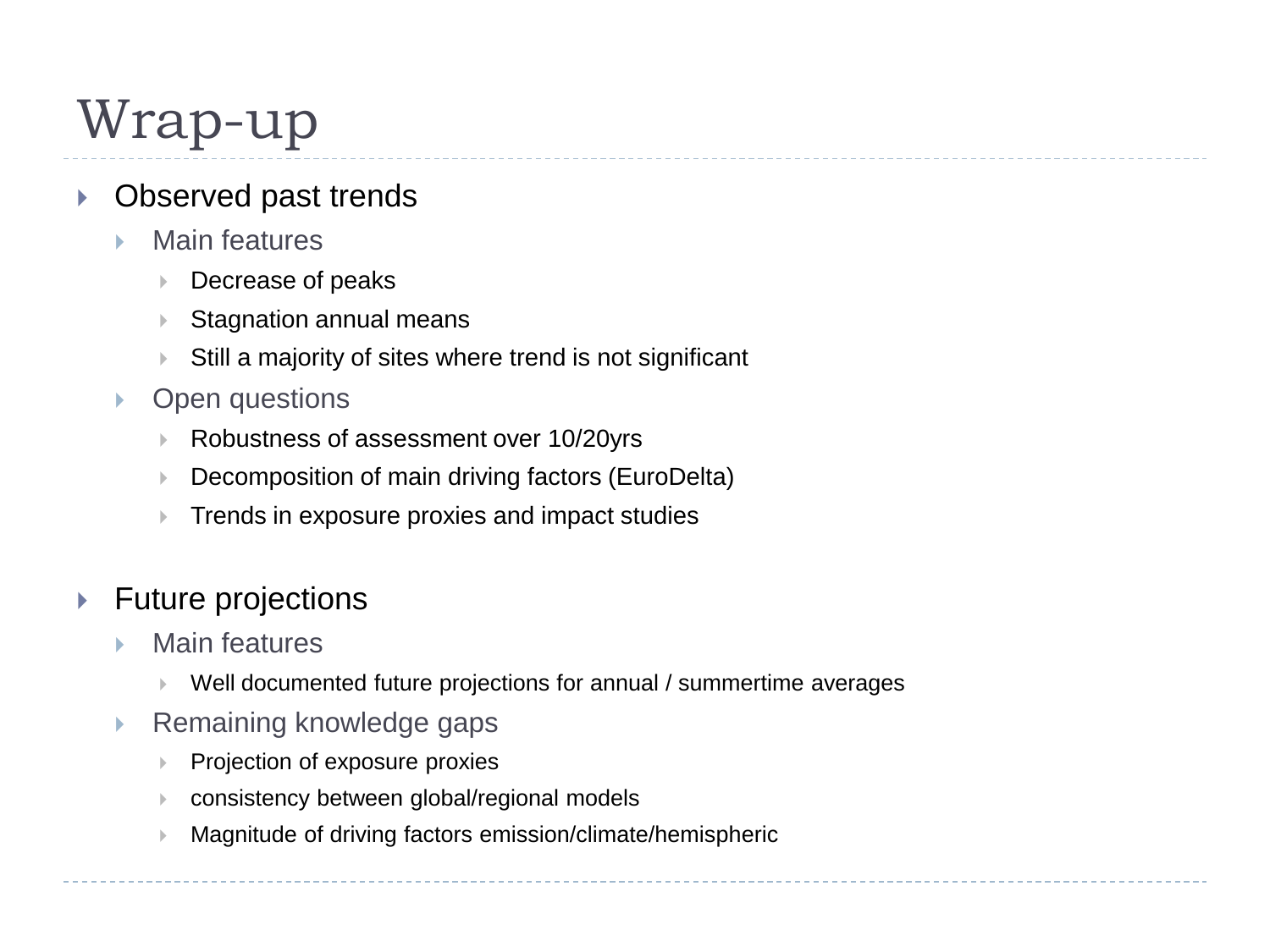# Wrap-up

- Observed past trends
  - Main features
    - Decrease of peaks
    - Stagnation annual means
    - Still a majority of sites where trend is not significant
  - Open questions
    - Robustness of assessment over 10/20yrs
    - Decomposition of main driving factors (EuroDelta)
    - Trends in exposure proxies and impact studies

- Future projections
  - Main features
    - Well documented future projections for annual / summertime averages
  - Remaining knowledge gaps
    - Projection of exposure proxies
    - consistency between global/regional models
    - Magnitude of driving factors emission/climate/hemispheric